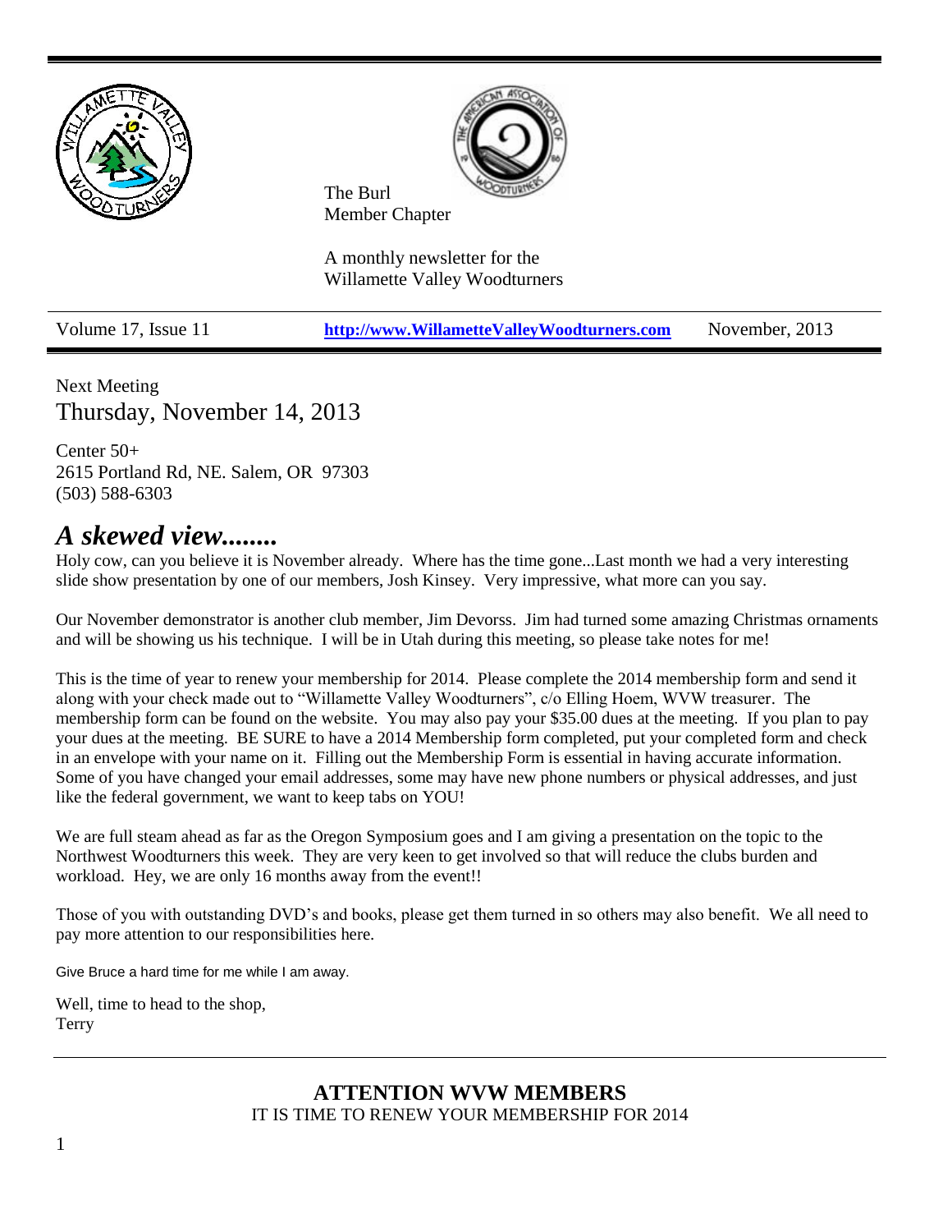The Burl
Member Chapter

A monthly newsletter for the
Willamette Valley Woodturners

Volume 17, Issue 11 | **http://www.WillametteValleyWoodturners.com** | November, 2013

Next Meeting
## Thursday, November 14, 2013

Center 50+
2615 Portland Rd, NE. Salem, OR 97303
(503) 588-6303

# *A skewed view........*

Holy cow, can you believe it is November already. Where has the time gone...Last month we had a very interesting slide show presentation by one of our members, Josh Kinsey. Very impressive, what more can you say.

Our November demonstrator is another club member, Jim Devorss. Jim had turned some amazing Christmas ornaments and will be showing us his technique. I will be in Utah during this meeting, so please take notes for me!

This is the time of year to renew your membership for 2014. Please complete the 2014 membership form and send it along with your check made out to "Willamette Valley Woodturners", c/o Elling Hoem, WVW treasurer. The membership form can be found on the website. You may also pay your $35.00 dues at the meeting. If you plan to pay your dues at the meeting. BE SURE to have a 2014 Membership form completed, put your completed form and check in an envelope with your name on it. Filling out the Membership Form is essential in having accurate information. Some of you have changed your email addresses, some may have new phone numbers or physical addresses, and just like the federal government, we want to keep tabs on YOU!

We are full steam ahead as far as the Oregon Symposium goes and I am giving a presentation on the topic to the Northwest Woodturners this week. They are very keen to get involved so that will reduce the clubs burden and workload. Hey, we are only 16 months away from the event!!

Those of you with outstanding DVD's and books, please get them turned in so others may also benefit. We all need to pay more attention to our responsibilities here.

Give Bruce a hard time for me while I am away.

Well, time to head to the shop,
Terry

---

**ATTENTION WVW MEMBERS**
IT IS TIME TO RENEW YOUR MEMBERSHIP FOR 2014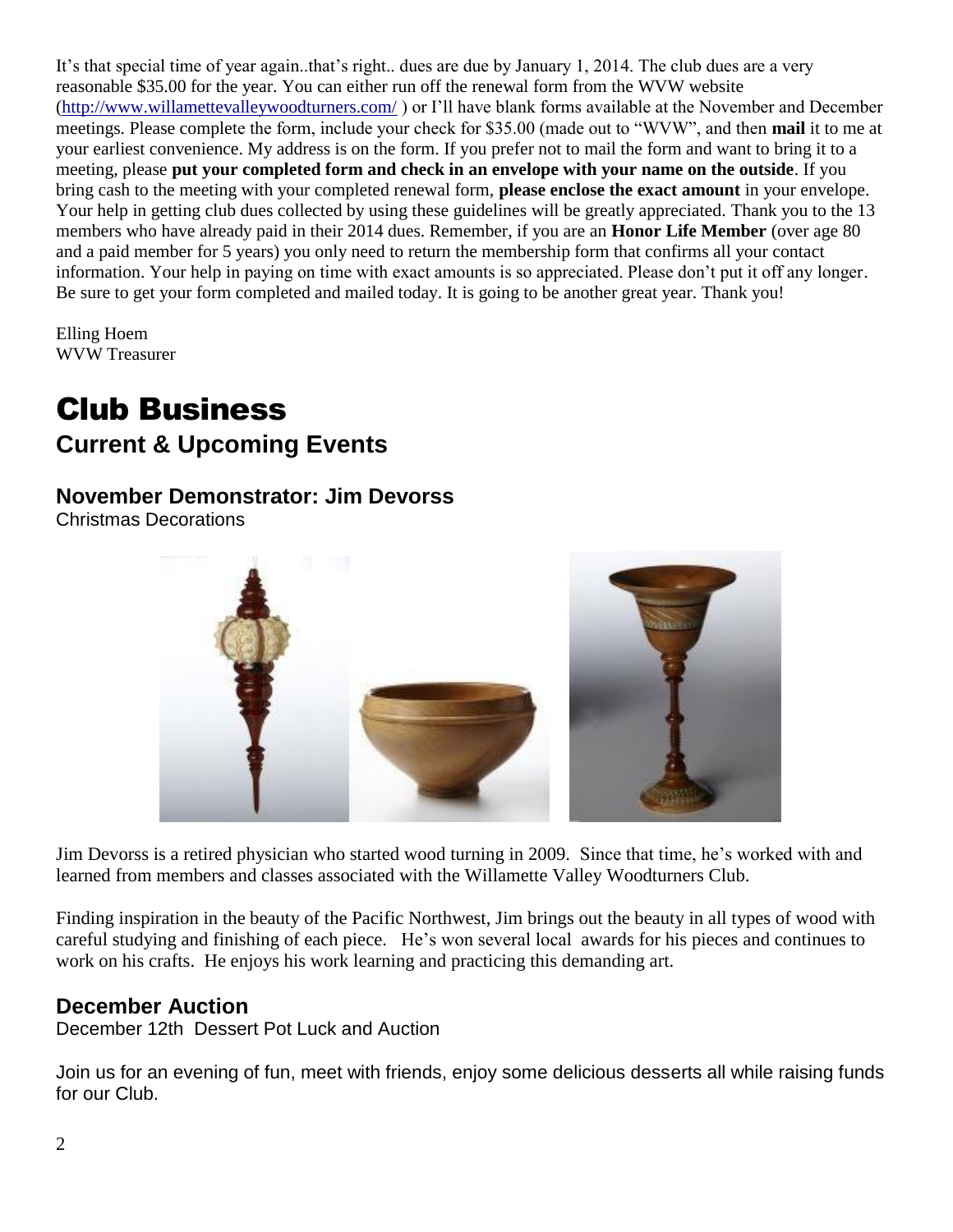It's that special time of year again..that's right.. dues are due by January 1, 2014. The club dues are a very reasonable $35.00 for the year. You can either run off the renewal form from the WVW website (http://www.willamettevalleywoodturners.com/ ) or I'll have blank forms available at the November and December meetings. Please complete the form, include your check for $35.00 (made out to "WVW", and then **mail** it to me at your earliest convenience. My address is on the form. If you prefer not to mail the form and want to bring it to a meeting, please **put your completed form and check in an envelope with your name on the outside**. If you bring cash to the meeting with your completed renewal form, **please enclose the exact amount** in your envelope. Your help in getting club dues collected by using these guidelines will be greatly appreciated. Thank you to the 13 members who have already paid in their 2014 dues. Remember, if you are an **Honor Life Member** (over age 80 and a paid member for 5 years) you only need to return the membership form that confirms all your contact information. Your help in paying on time with exact amounts is so appreciated. Please don't put it off any longer. Be sure to get your form completed and mailed today. It is going to be another great year. Thank you!

Elling Hoem
WVW Treasurer

# Club Business

## Current & Upcoming Events

### November Demonstrator: Jim Devorss

Christmas Decorations

Jim Devorss is a retired physician who started wood turning in 2009. Since that time, he's worked with and learned from members and classes associated with the Willamette Valley Woodturners Club.

Finding inspiration in the beauty of the Pacific Northwest, Jim brings out the beauty in all types of wood with careful studying and finishing of each piece. He's won several local awards for his pieces and continues to work on his crafts. He enjoys his work learning and practicing this demanding art.

### December Auction

December 12th Dessert Pot Luck and Auction

Join us for an evening of fun, meet with friends, enjoy some delicious desserts all while raising funds for our Club.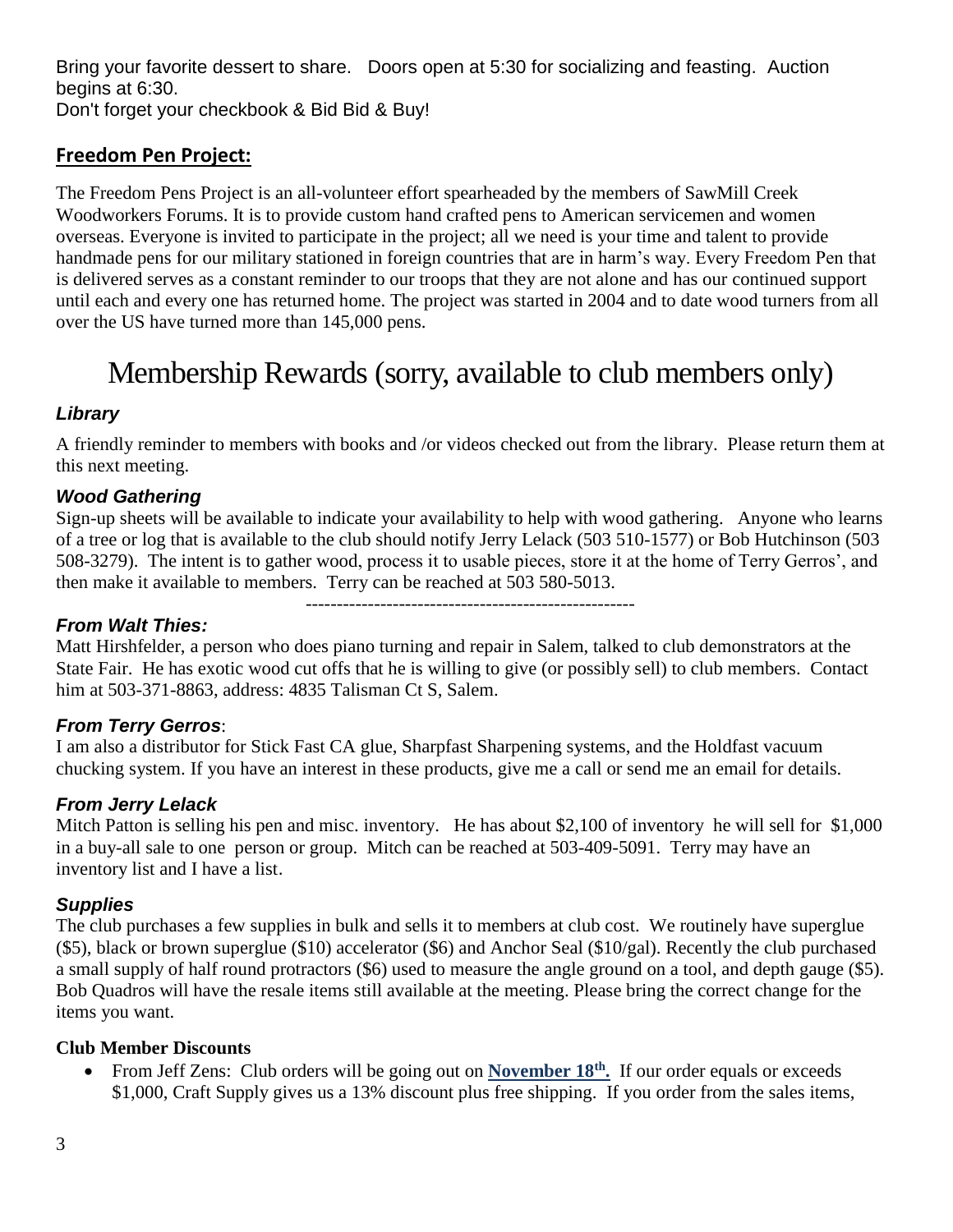Bring your favorite dessert to share.   Doors open at 5:30 for socializing and feasting.  Auction begins at 6:30.
Don't forget your checkbook & Bid Bid & Buy!

## Freedom Pen Project:

The Freedom Pens Project is an all-volunteer effort spearheaded by the members of SawMill Creek Woodworkers Forums. It is to provide custom hand crafted pens to American servicemen and women overseas. Everyone is invited to participate in the project; all we need is your time and talent to provide handmade pens for our military stationed in foreign countries that are in harm's way. Every Freedom Pen that is delivered serves as a constant reminder to our troops that they are not alone and has our continued support until each and every one has returned home. The project was started in 2004 and to date wood turners from all over the US have turned more than 145,000 pens.

# Membership Rewards (sorry, available to club members only)

### *Library*

A friendly reminder to members with books and /or videos checked out from the library.  Please return them at this next meeting.

### *Wood Gathering*

Sign-up sheets will be available to indicate your availability to help with wood gathering.   Anyone who learns of a tree or log that is available to the club should notify Jerry Lelack (503 510-1577) or Bob Hutchinson (503 508-3279).  The intent is to gather wood, process it to usable pieces, store it at the home of Terry Gerros', and then make it available to members.  Terry can be reached at 503 580-5013.

-----------------------------------------------------

### *From Walt Thies:*

Matt Hirshfelder, a person who does piano turning and repair in Salem, talked to club demonstrators at the State Fair.  He has exotic wood cut offs that he is willing to give (or possibly sell) to club members.  Contact him at 503-371-8863, address: 4835 Talisman Ct S, Salem.

### *From Terry Gerros*:

I am also a distributor for Stick Fast CA glue, Sharpfast Sharpening systems, and the Holdfast vacuum chucking system. If you have an interest in these products, give me a call or send me an email for details.

### *From Jerry Lelack*

Mitch Patton is selling his pen and misc. inventory.   He has about $2,100 of inventory  he will sell for  $1,000 in a buy-all sale to one  person or group.  Mitch can be reached at 503-409-5091.  Terry may have an inventory list and I have a list.

### *Supplies*

The club purchases a few supplies in bulk and sells it to members at club cost.  We routinely have superglue ($5), black or brown superglue ($10) accelerator ($6) and Anchor Seal ($10/gal). Recently the club purchased a small supply of half round protractors ($6) used to measure the angle ground on a tool, and depth gauge ($5). Bob Quadros will have the resale items still available at the meeting. Please bring the correct change for the items you want.

**Club Member Discounts**

- From Jeff Zens:  Club orders will be going out on **November 18th.**  If our order equals or exceeds $1,000, Craft Supply gives us a 13% discount plus free shipping.  If you order from the sales items,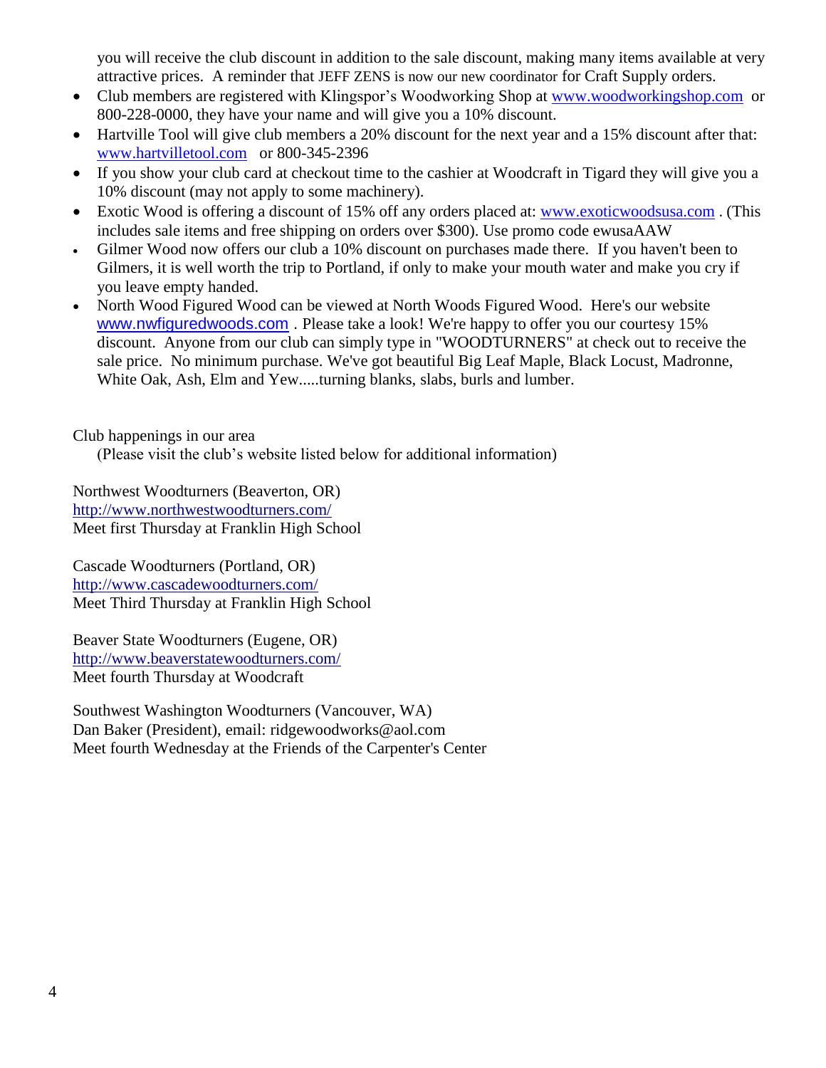you will receive the club discount in addition to the sale discount, making many items available at very attractive prices. A reminder that JEFF ZENS is now our new coordinator for Craft Supply orders.

- Club members are registered with Klingspor's Woodworking Shop at www.woodworkingshop.com or 800-228-0000, they have your name and will give you a 10% discount.
- Hartville Tool will give club members a 20% discount for the next year and a 15% discount after that: www.hartvilletool.com or 800-345-2396
- If you show your club card at checkout time to the cashier at Woodcraft in Tigard they will give you a 10% discount (may not apply to some machinery).
- Exotic Wood is offering a discount of 15% off any orders placed at: www.exoticwoodsusa.com . (This includes sale items and free shipping on orders over $300). Use promo code ewusaAAW
- Gilmer Wood now offers our club a 10% discount on purchases made there. If you haven't been to Gilmers, it is well worth the trip to Portland, if only to make your mouth water and make you cry if you leave empty handed.
- North Wood Figured Wood can be viewed at North Woods Figured Wood. Here's our website www.nwfiguredwoods.com . Please take a look! We're happy to offer you our courtesy 15% discount. Anyone from our club can simply type in "WOODTURNERS" at check out to receive the sale price. No minimum purchase. We've got beautiful Big Leaf Maple, Black Locust, Madronne, White Oak, Ash, Elm and Yew.....turning blanks, slabs, burls and lumber.

Club happenings in our area

(Please visit the club's website listed below for additional information)

Northwest Woodturners (Beaverton, OR)
http://www.northwestwoodturners.com/
Meet first Thursday at Franklin High School

Cascade Woodturners (Portland, OR)
http://www.cascadewoodturners.com/
Meet Third Thursday at Franklin High School

Beaver State Woodturners (Eugene, OR)
http://www.beaverstatewoodturners.com/
Meet fourth Thursday at Woodcraft

Southwest Washington Woodturners (Vancouver, WA)
Dan Baker (President), email: ridgewoodworks@aol.com
Meet fourth Wednesday at the Friends of the Carpenter's Center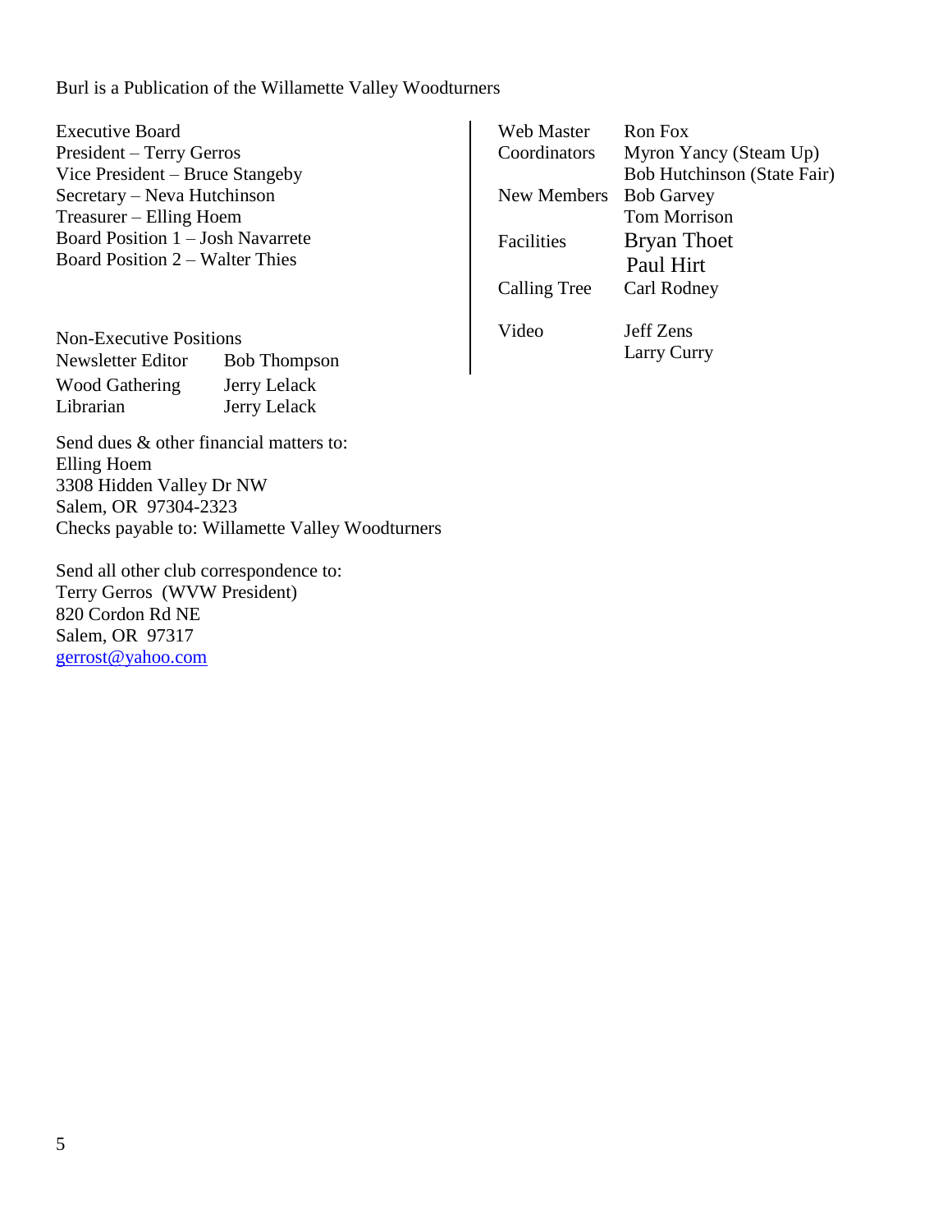Burl is a Publication of the Willamette Valley Woodturners

Executive Board
President – Terry Gerros
Vice President – Bruce Stangeby
Secretary – Neva Hutchinson
Treasurer – Elling Hoem
Board Position 1 – Josh Navarrete
Board Position 2 – Walter Thies

Non-Executive Positions

| | |
|---|---|
| Newsletter Editor | Bob Thompson |
| Wood Gathering | Jerry Lelack |
| Librarian | Jerry Lelack |

Send dues & other financial matters to:
Elling Hoem
3308 Hidden Valley Dr NW
Salem, OR 97304-2323
Checks payable to: Willamette Valley Woodturners

Send all other club correspondence to:
Terry Gerros (WVW President)
820 Cordon Rd NE
Salem, OR 97317
gerrost@yahoo.com

| | |
|---|---|
| Web Master | Ron Fox |
| Coordinators | Myron Yancy (Steam Up) |
| | Bob Hutchinson (State Fair) |
| New Members | Bob Garvey |
| | Tom Morrison |
| Facilities | Bryan Thoet |
| | Paul Hirt |
| Calling Tree | Carl Rodney |
| Video | Jeff Zens |
| | Larry Curry |